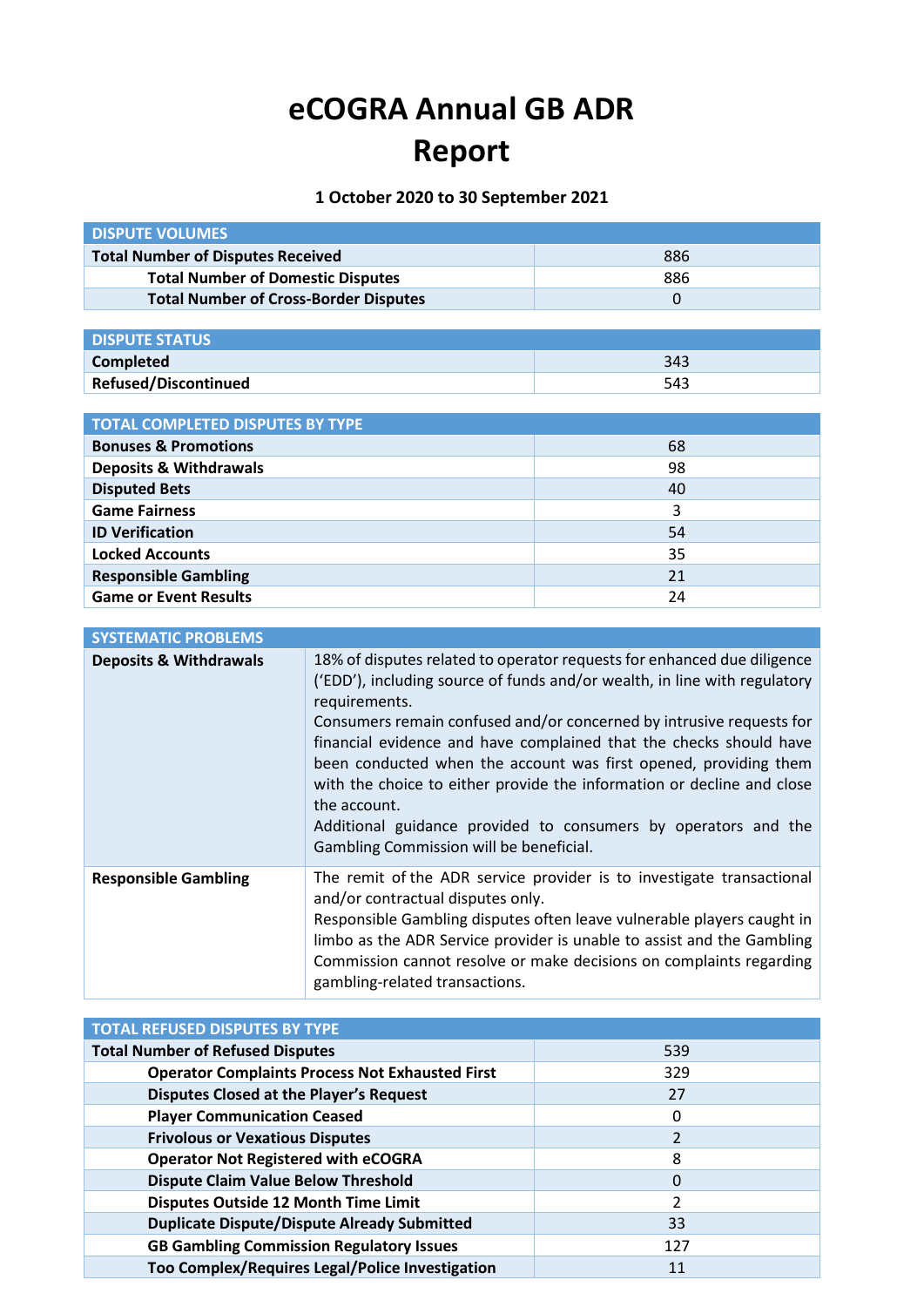# eCOGRA Annual GB ADR Report

**1 October 2020 to 30 September 2021**

| DISPUTE VOLUMES | |
|---|---|
| **Total Number of Disputes Received** | 886 |
| **Total Number of Domestic Disputes** | 886 |
| **Total Number of Cross-Border Disputes** | 0 |

| DISPUTE STATUS | |
|---|---|
| **Completed** | 343 |
| **Refused/Discontinued** | 543 |

| TOTAL COMPLETED DISPUTES BY TYPE | |
|---|---|
| **Bonuses & Promotions** | 68 |
| **Deposits & Withdrawals** | 98 |
| **Disputed Bets** | 40 |
| **Game Fairness** | 3 |
| **ID Verification** | 54 |
| **Locked Accounts** | 35 |
| **Responsible Gambling** | 21 |
| **Game or Event Results** | 24 |

| SYSTEMATIC PROBLEMS | |
|---|---|
| **Deposits & Withdrawals** | 18% of disputes related to operator requests for enhanced due diligence (‘EDD’), including source of funds and/or wealth, in line with regulatory requirements.<br>Consumers remain confused and/or concerned by intrusive requests for financial evidence and have complained that the checks should have been conducted when the account was first opened, providing them with the choice to either provide the information or decline and close the account.<br>Additional guidance provided to consumers by operators and the Gambling Commission will be beneficial. |
| **Responsible Gambling** | The remit of the ADR service provider is to investigate transactional and/or contractual disputes only.<br>Responsible Gambling disputes often leave vulnerable players caught in limbo as the ADR Service provider is unable to assist and the Gambling Commission cannot resolve or make decisions on complaints regarding gambling-related transactions. |

| TOTAL REFUSED DISPUTES BY TYPE | |
|---|---|
| **Total Number of Refused Disputes** | 539 |
| **Operator Complaints Process Not Exhausted First** | 329 |
| **Disputes Closed at the Player’s Request** | 27 |
| **Player Communication Ceased** | 0 |
| **Frivolous or Vexatious Disputes** | 2 |
| **Operator Not Registered with eCOGRA** | 8 |
| **Dispute Claim Value Below Threshold** | 0 |
| **Disputes Outside 12 Month Time Limit** | 2 |
| **Duplicate Dispute/Dispute Already Submitted** | 33 |
| **GB Gambling Commission Regulatory Issues** | 127 |
| **Too Complex/Requires Legal/Police Investigation** | 11 |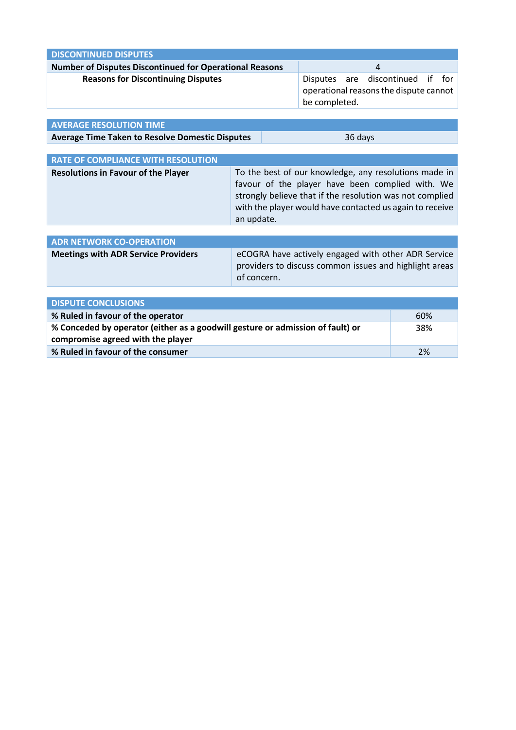| DISCONTINUED DISPUTES | |
|---|---|
| **Number of Disputes Discontinued for Operational Reasons** | 4 |
| **Reasons for Discontinuing Disputes** | Disputes are discontinued if for operational reasons the dispute cannot be completed. |

| AVERAGE RESOLUTION TIME | |
|---|---|
| **Average Time Taken to Resolve Domestic Disputes** | 36 days |

| RATE OF COMPLIANCE WITH RESOLUTION | |
|---|---|
| **Resolutions in Favour of the Player** | To the best of our knowledge, any resolutions made in favour of the player have been complied with. We strongly believe that if the resolution was not complied with the player would have contacted us again to receive an update. |

| ADR NETWORK CO-OPERATION | |
|---|---|
| **Meetings with ADR Service Providers** | eCOGRA have actively engaged with other ADR Service providers to discuss common issues and highlight areas of concern. |

| DISPUTE CONCLUSIONS | |
|---|---|
| **% Ruled in favour of the operator** | 60% |
| **% Conceded by operator (either as a goodwill gesture or admission of fault) or compromise agreed with the player** | 38% |
| **% Ruled in favour of the consumer** | 2% |